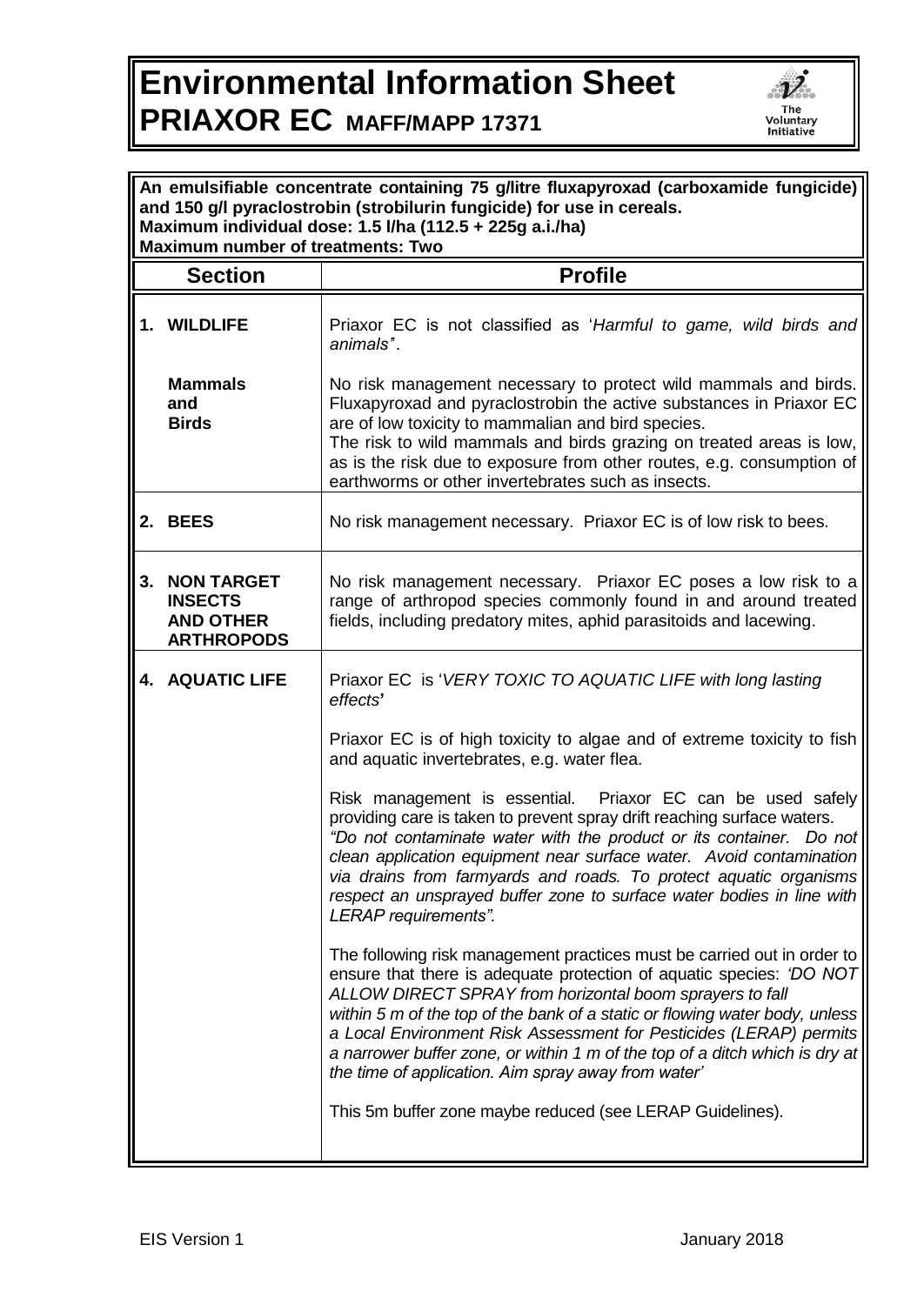# Environmental Information Sheet

# PRIAXOR EC MAFF/MAPP 17371

The Voluntary Initiative

**An emulsifiable concentrate containing 75 g/litre fluxapyroxad (carboxamide fungicide) and 150 g/l pyraclostrobin (strobilurin fungicide) for use in cereals.**
**Maximum individual dose: 1.5 l/ha (112.5 + 225g a.i./ha)**
**Maximum number of treatments: Two**

| Section | Profile |
| --- | --- |
| **1. WILDLIFE** | Priaxor EC is not classified as '*Harmful to game, wild birds and animals*'. |
| **Mammals and Birds** | No risk management necessary to protect wild mammals and birds. Fluxapyroxad and pyraclostrobin the active substances in Priaxor EC are of low toxicity to mammalian and bird species.<br>The risk to wild mammals and birds grazing on treated areas is low, as is the risk due to exposure from other routes, e.g. consumption of earthworms or other invertebrates such as insects. |
| **2. BEES** | No risk management necessary. Priaxor EC is of low risk to bees. |
| **3. NON TARGET INSECTS AND OTHER ARTHROPODS** | No risk management necessary. Priaxor EC poses a low risk to a range of arthropod species commonly found in and around treated fields, including predatory mites, aphid parasitoids and lacewing. |
| **4. AQUATIC LIFE** | Priaxor EC is '*VERY TOXIC TO AQUATIC LIFE with long lasting effects*'<br><br>Priaxor EC is of high toxicity to algae and of extreme toxicity to fish and aquatic invertebrates, e.g. water flea.<br><br>Risk management is essential. Priaxor EC can be used safely providing care is taken to prevent spray drift reaching surface waters. *"Do not contaminate water with the product or its container. Do not clean application equipment near surface water. Avoid contamination via drains from farmyards and roads. To protect aquatic organisms respect an unsprayed buffer zone to surface water bodies in line with LERAP requirements".*<br><br>The following risk management practices must be carried out in order to ensure that there is adequate protection of aquatic species: *'DO NOT ALLOW DIRECT SPRAY from horizontal boom sprayers to fall within 5 m of the top of the bank of a static or flowing water body, unless a Local Environment Risk Assessment for Pesticides (LERAP) permits a narrower buffer zone, or within 1 m of the top of a ditch which is dry at the time of application. Aim spray away from water'*<br><br>This 5m buffer zone maybe reduced (see LERAP Guidelines). |

EIS Version 1 January 2018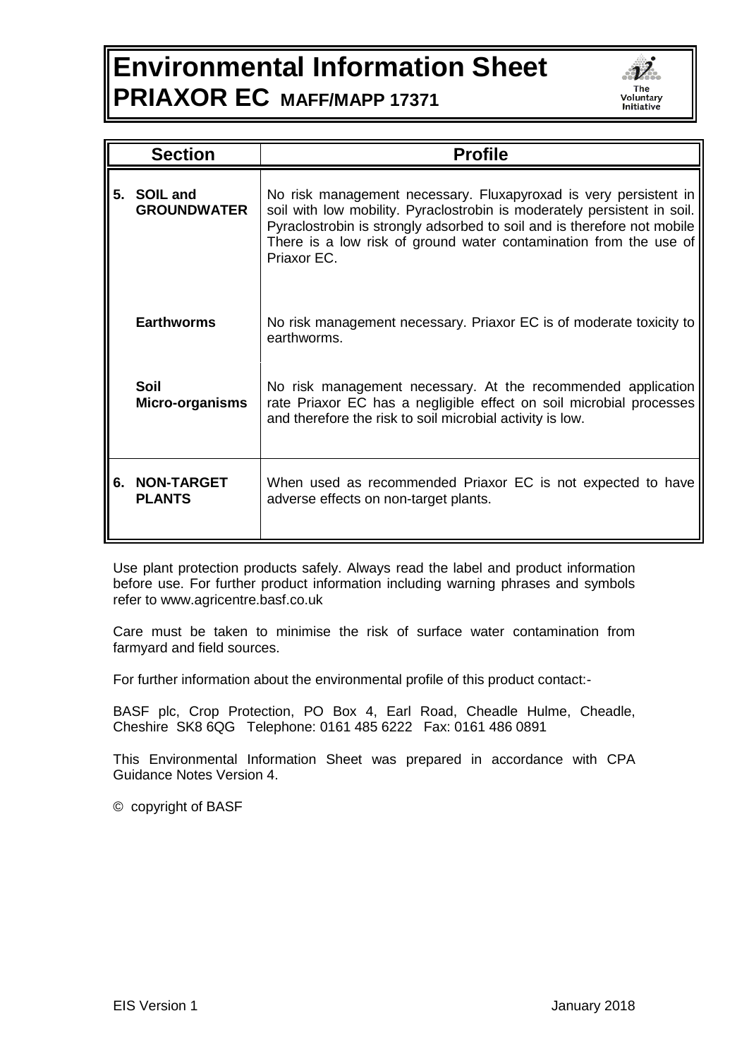# Environmental Information Sheet

## PRIAXOR EC MAFF/MAPP 17371

| Section | Profile |
| --- | --- |
| **5. SOIL and GROUNDWATER** | No risk management necessary. Fluxapyroxad is very persistent in soil with low mobility. Pyraclostrobin is moderately persistent in soil. Pyraclostrobin is strongly adsorbed to soil and is therefore not mobile There is a low risk of ground water contamination from the use of Priaxor EC. |
| **Earthworms** | No risk management necessary. Priaxor EC is of moderate toxicity to earthworms. |
| **Soil Micro-organisms** | No risk management necessary. At the recommended application rate Priaxor EC has a negligible effect on soil microbial processes and therefore the risk to soil microbial activity is low. |
| **6. NON-TARGET PLANTS** | When used as recommended Priaxor EC is not expected to have adverse effects on non-target plants. |

Use plant protection products safely. Always read the label and product information before use. For further product information including warning phrases and symbols refer to www.agricentre.basf.co.uk

Care must be taken to minimise the risk of surface water contamination from farmyard and field sources.

For further information about the environmental profile of this product contact:-

BASF plc, Crop Protection, PO Box 4, Earl Road, Cheadle Hulme, Cheadle, Cheshire SK8 6QG Telephone: 0161 485 6222 Fax: 0161 486 0891

This Environmental Information Sheet was prepared in accordance with CPA Guidance Notes Version 4.

© copyright of BASF

EIS Version 1 January 2018